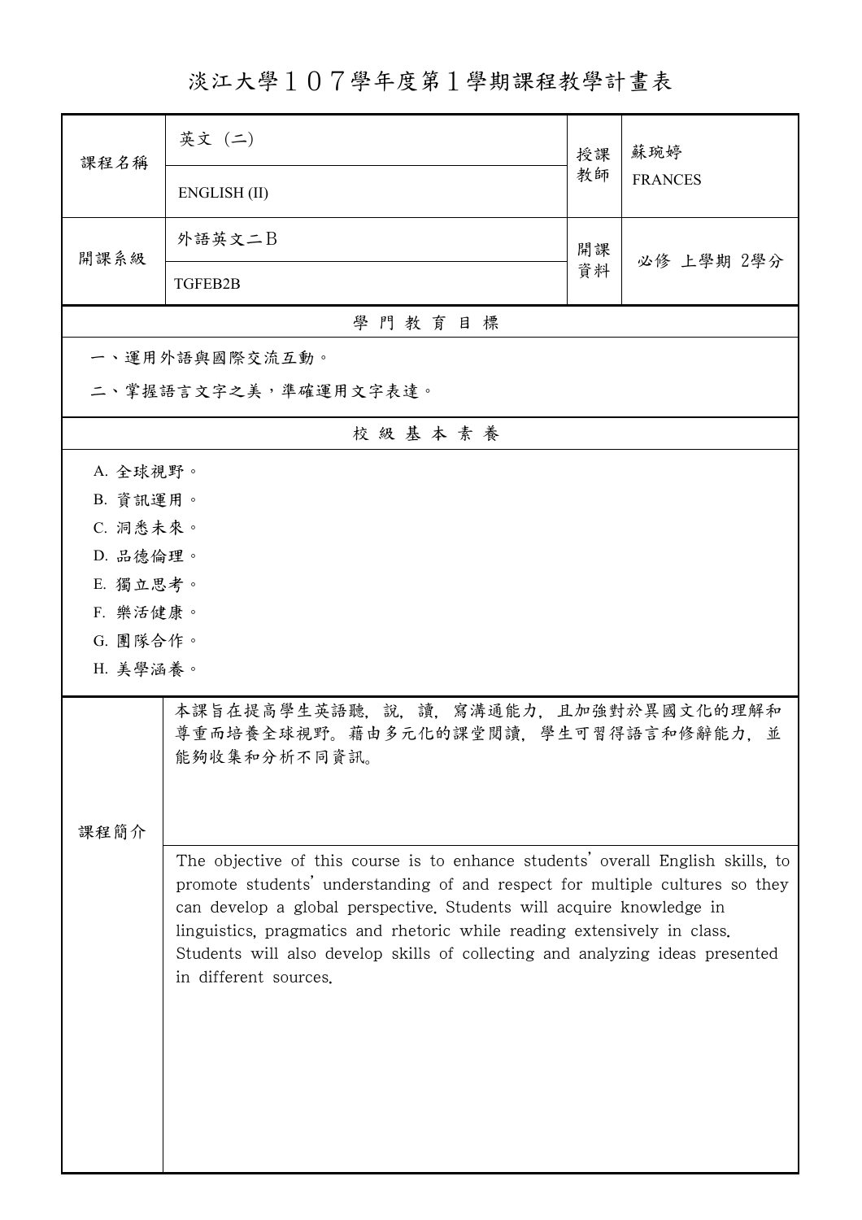# 淡江大學１０７學年度第１學期課程教學計畫表

| 課程名稱 | 英文 (二) | 授課教師 | 蘇琬婷 |
|---|---|---|---|
| | ENGLISH (II) | | FRANCES |
| 開課系級 | 外語英文二B | 開課資料 | 必修 上學期 2學分 |
| | TGFEB2B | | |

## 學 門 教 育 目 標

一、運用外語與國際交流互動。

二、掌握語言文字之美，準確運用文字表達。

## 校 級 基 本 素 養

A. 全球視野。

B. 資訊運用。

C. 洞悉未來。

D. 品德倫理。

E. 獨立思考。

F. 樂活健康。

G. 團隊合作。

H. 美學涵養。

## 課程簡介

本課旨在提高學生英語聽，說，讀，寫溝通能力，且加強對於異國文化的理解和尊重而培養全球視野。藉由多元化的課堂閱讀，學生可習得語言和修辭能力，並能夠收集和分析不同資訊。

The objective of this course is to enhance students' overall English skills, to promote students' understanding of and respect for multiple cultures so they can develop a global perspective. Students will acquire knowledge in linguistics, pragmatics and rhetoric while reading extensively in class. Students will also develop skills of collecting and analyzing ideas presented in different sources.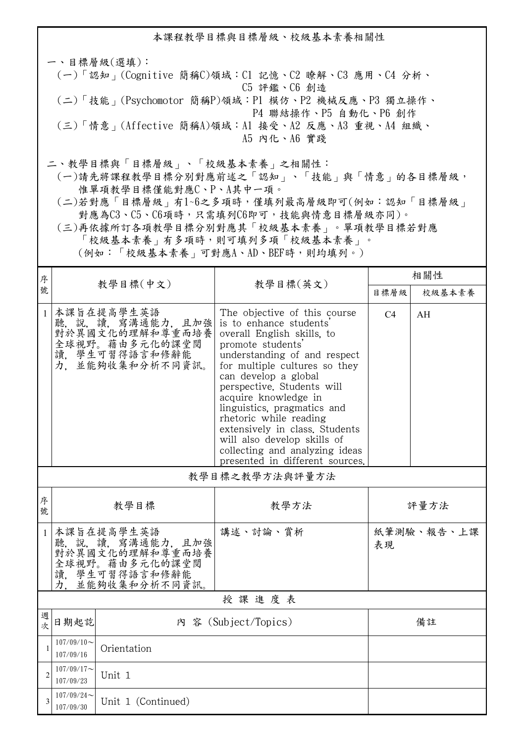## 本課程教學目標與目標層級、校級基本素養相關性

一、目標層級(選填)：

(一)「認知」(Cognitive 簡稱C)領域：C1 記憶、C2 瞭解、C3 應用、C4 分析、C5 評鑑、C6 創造

(二)「技能」(Psychomotor 簡稱P)領域：P1 模仿、P2 機械反應、P3 獨立操作、P4 聯結操作、P5 自動化、P6 創作

(三)「情意」(Affective 簡稱A)領域：A1 接受、A2 反應、A3 重視、A4 組織、A5 內化、A6 實踐

二、教學目標與「目標層級」、「校級基本素養」之相關性：

(一)請先將課程教學目標分別對應前述之「認知」、「技能」與「情意」的各目標層級，惟單項教學目標僅能對應C、P、A其中一項。

(二)若對應「目標層級」有1~6之多項時，僅填列最高層級即可(例如：認知「目標層級」對應為C3、C5、C6項時，只需填列C6即可，技能與情意目標層級亦同)。

(三)再依據所訂各項教學目標分別對應其「校級基本素養」。單項教學目標若對應「校級基本素養」有多項時，則可填列多項「校級基本素養」。(例如：「校級基本素養」可對應A、AD、BEF時，則均填列。)

| 序號 | 教學目標(中文) | 教學目標(英文) | 相關性 | |
|---|---|---|---|---|
| | | | 目標層級 | 校級基本素養 |
| 1 | 本課旨在提高學生英語聽，說，讀，寫溝通能力，且加強對於異國文化的理解和尊重而培養全球視野。藉由多元化的課堂閱讀，學生可習得語言和修辭能力，並能夠收集和分析不同資訊。 | The objective of this course is to enhance students' overall English skills, to promote students' understanding of and respect for multiple cultures so they can develop a global perspective. Students will acquire knowledge in linguistics, pragmatics and rhetoric while reading extensively in class. Students will also develop skills of collecting and analyzing ideas presented in different sources. | C4 | AH |

## 教學目標之教學方法與評量方法

| 序號 | 教學目標 | 教學方法 | 評量方法 |
|---|---|---|---|
| 1 | 本課旨在提高學生英語聽，說，讀，寫溝通能力，且加強對於異國文化的理解和尊重而培養全球視野。藉由多元化的課堂閱讀，學生可習得語言和修辭能力，並能夠收集和分析不同資訊。 | 講述、討論、賞析 | 紙筆測驗、報告、上課表現 |

## 授 課 進 度 表

| 週次 | 日期起訖 | 內 容 (Subject/Topics) | 備註 |
|---|---|---|---|
| 1 | 107/09/10～107/09/16 | Orientation | |
| 2 | 107/09/17～107/09/23 | Unit 1 | |
| 3 | 107/09/24～107/09/30 | Unit 1 (Continued) | |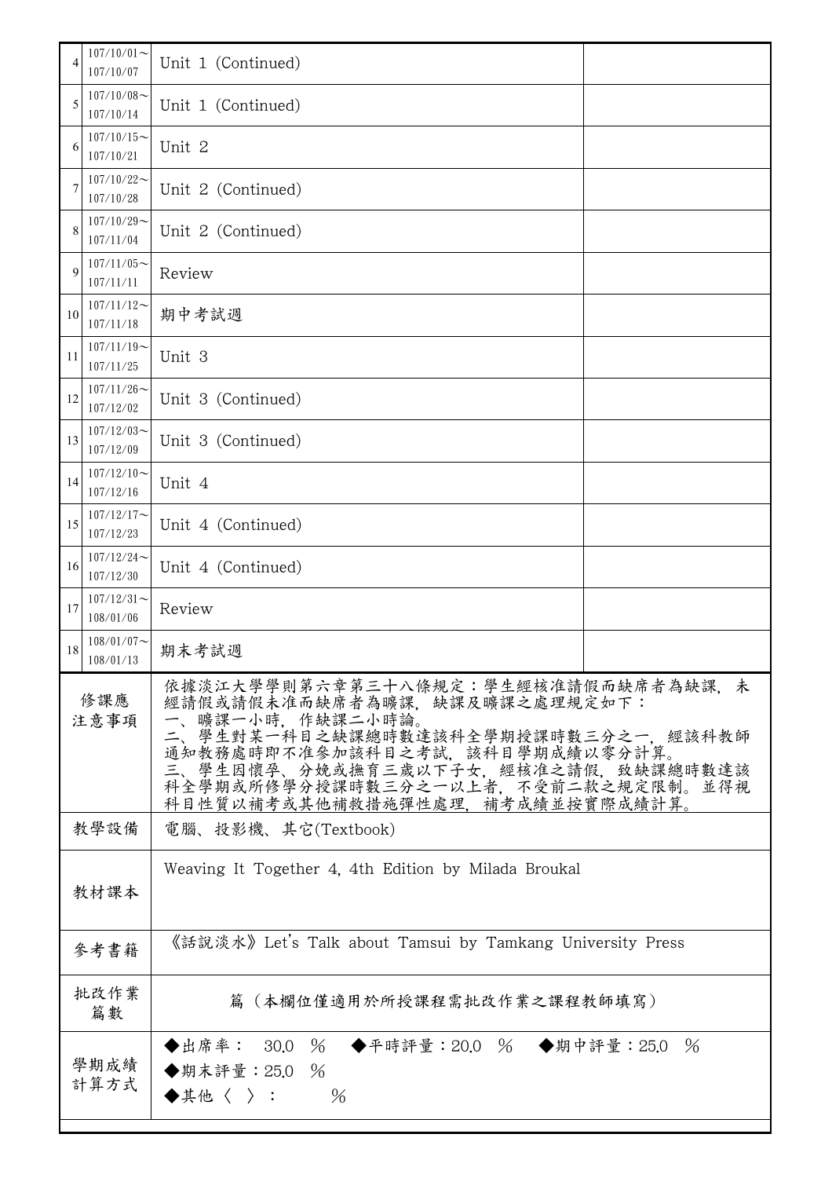| | | | |
|---|---|---|---|
| 4 | 107/10/01～107/10/07 | Unit 1 (Continued) | |
| 5 | 107/10/08～107/10/14 | Unit 1 (Continued) | |
| 6 | 107/10/15～107/10/21 | Unit 2 | |
| 7 | 107/10/22～107/10/28 | Unit 2 (Continued) | |
| 8 | 107/10/29～107/11/04 | Unit 2 (Continued) | |
| 9 | 107/11/05～107/11/11 | Review | |
| 10 | 107/11/12～107/11/18 | 期中考試週 | |
| 11 | 107/11/19～107/11/25 | Unit 3 | |
| 12 | 107/11/26～107/12/02 | Unit 3 (Continued) | |
| 13 | 107/12/03～107/12/09 | Unit 3 (Continued) | |
| 14 | 107/12/10～107/12/16 | Unit 4 | |
| 15 | 107/12/17～107/12/23 | Unit 4 (Continued) | |
| 16 | 107/12/24～107/12/30 | Unit 4 (Continued) | |
| 17 | 107/12/31～108/01/06 | Review | |
| 18 | 108/01/07～108/01/13 | 期末考試週 | |

| | |
|---|---|
| 修課應注意事項 | 依據淡江大學學則第六章第三十八條規定：學生經核准請假而缺席者為缺課，未經請假或請假未准而缺席者為曠課，缺課及曠課之處理規定如下：<br>一、曠課一小時，作缺課二小時論。<br>二、學生對某一科目之缺課總時數達該科全學期授課時數三分之一，經該科教師通知教務處時即不准參加該科目之考試，該科目學期成績以零分計算。<br>三、學生因懷孕、分娩或撫育三歲以下子女，經核准之請假，致缺課總時數達該科全學期或所修學分授課時數三分之一以上者，不受前二款之規定限制。並得視科目性質以補考或其他補救措施彈性處理，補考成績並按實際成績計算。 |
| 教學設備 | 電腦、投影機、其它(Textbook) |
| 教材課本 | Weaving It Together 4, 4th Edition by Milada Broukal |
| 參考書籍 | 《話說淡水》Let's Talk about Tamsui by Tamkang University Press |
| 批改作業篇數 | 篇（本欄位僅適用於所授課程需批改作業之課程教師填寫） |
| 學期成績計算方式 | ◆出席率： 30.0 ％ ◆平時評量：20.0 ％ ◆期中評量：25.0 ％<br>◆期末評量：25.0 ％<br>◆其他〈 〉： ％ |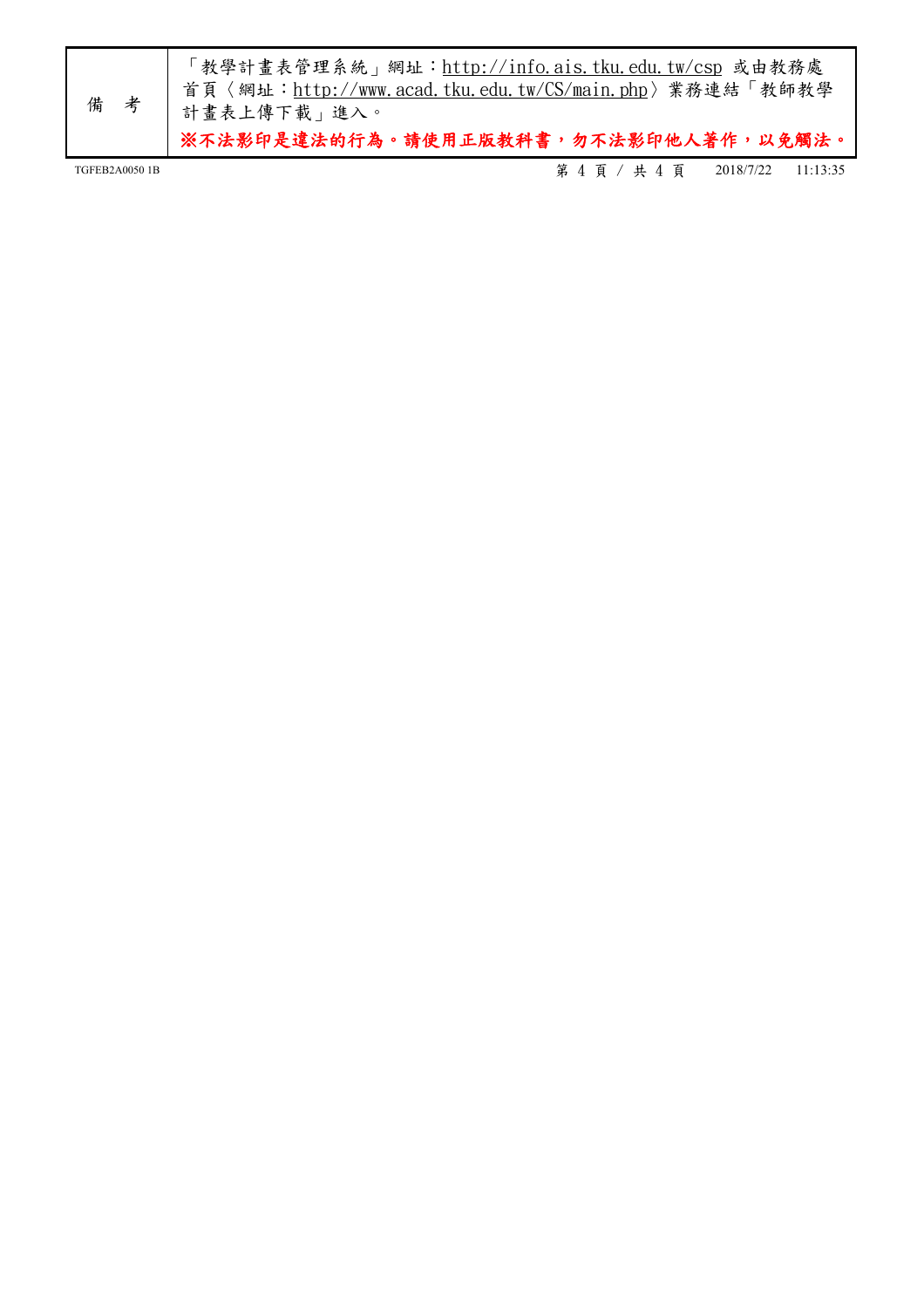| | |
|---|---|
| 備　考 | 「教學計畫表管理系統」網址：http://info.ais.tku.edu.tw/csp 或由教務處首頁〈網址：http://www.acad.tku.edu.tw/CS/main.php〉業務連結「教師教學計畫表上傳下載」進入。<br>**※不法影印是違法的行為。請使用正版教科書，勿不法影印他人著作，以免觸法。** |

TGFEB2A0050 1B